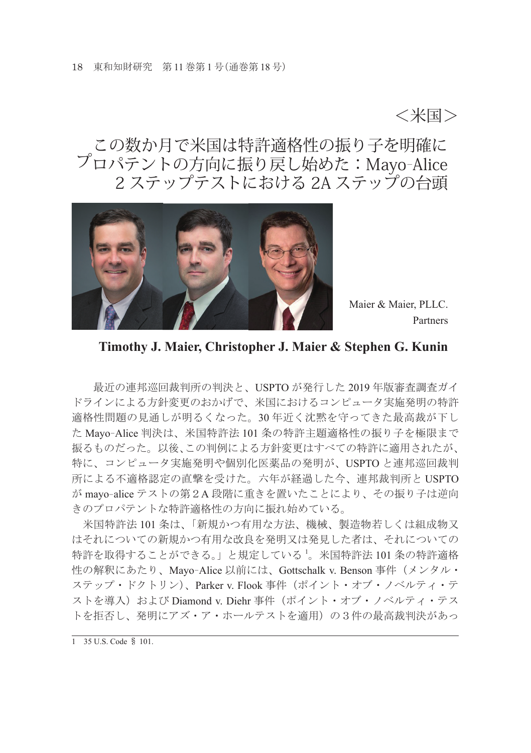＜米国＞

# この数か月で米国は特許適格性の振り子を明確にプロパテントの方向に振り戻し始めた：Mayo-Alice 2 ステップテストにおける 2A ステップの台頭

Maier & Maier, PLLC.
Partners

**Timothy J. Maier, Christopher J. Maier & Stephen G. Kunin**

最近の連邦巡回裁判所の判決と、USPTO が発行した 2019 年版審査調査ガイドラインによる方針変更のおかげで、米国におけるコンピュータ実施発明の特許適格性問題の見通しが明るくなった。30 年近く沈黙を守ってきた最高裁が下した Mayo-Alice 判決は、米国特許法 101 条の特許主題適格性の振り子を極限まで振るものだった。以後、この判例による方針変更はすべての特許に適用されたが、特に、コンピュータ実施発明や個別化医薬品の発明が、USPTO と連邦巡回裁判所による不適格認定の直撃を受けた。六年が経過した今、連邦裁判所と USPTO が mayo-alice テストの第２A 段階に重きを置いたことにより、その振り子は逆向きのプロパテントな特許適格性の方向に振れ始めている。

米国特許法 101 条は、「新規かつ有用な方法、機械、製造物若しくは組成物又はそれについての新規かつ有用な改良を発明又は発見した者は、それについての特許を取得することができる。」と規定している[1]。米国特許法 101 条の特許適格性の解釈にあたり、Mayo-Alice 以前には、Gottschalk v. Benson 事件（メンタル・ステップ・ドクトリン）、Parker v. Flook 事件（ポイント・オブ・ノベルティ・テストを導入）および Diamond v. Diehr 事件（ポイント・オブ・ノベルティ・テストを拒否し、発明にアズ・ア・ホールテストを適用）の３件の最高裁判決があっ

---

1　35 U.S. Code § 101.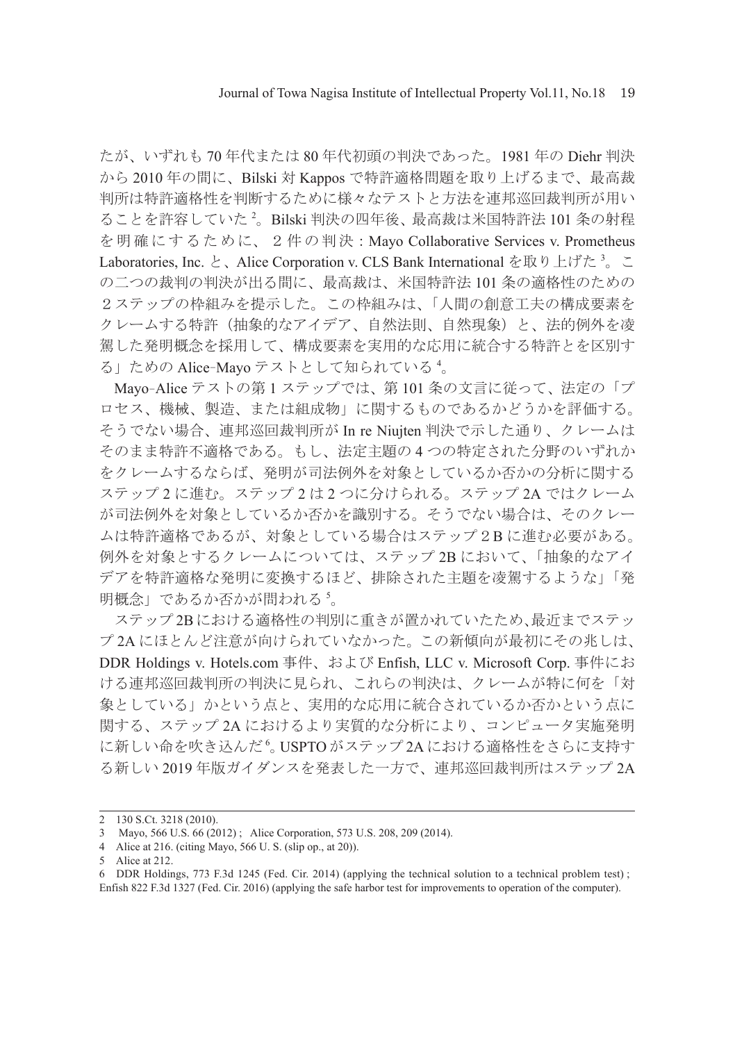たが、いずれも 70 年代または 80 年代初頭の判決であった。1981 年の Diehr 判決から 2010 年の間に、Bilski 対 Kappos で特許適格問題を取り上げるまで、最高裁判所は特許適格性を判断するために様々なテストと方法を連邦巡回裁判所が用いることを許容していた[2]。Bilski 判決の四年後、最高裁は米国特許法 101 条の射程を明確にするために、２件の判決：Mayo Collaborative Services v. Prometheus Laboratories, Inc. と、Alice Corporation v. CLS Bank International を取り上げた[3]。この二つの裁判の判決が出る間に、最高裁は、米国特許法 101 条の適格性のための２ステップの枠組みを提示した。この枠組みは、「人間の創意工夫の構成要素をクレームする特許（抽象的なアイデア、自然法則、自然現象）と、法的例外を凌駕した発明概念を採用して、構成要素を実用的な応用に統合する特許とを区別する」ための Alice-Mayo テストとして知られている[4]。

Mayo-Alice テストの第 1 ステップでは、第 101 条の文言に従って、法定の「プロセス、機械、製造、または組成物」に関するものであるかどうかを評価する。そうでない場合、連邦巡回裁判所が In re Niujten 判決で示した通り、クレームはそのまま特許不適格である。もし、法定主題の 4 つの特定された分野のいずれかをクレームするならば、発明が司法例外を対象としているか否かの分析に関するステップ 2 に進む。ステップ 2 は 2 つに分けられる。ステップ 2A ではクレームが司法例外を対象としているか否かを識別する。そうでない場合は、そのクレームは特許適格であるが、対象としている場合はステップ２B に進む必要がある。例外を対象とするクレームについては、ステップ 2B において、「抽象的なアイデアを特許適格な発明に変換するほど、排除された主題を凌駕するような」「発明概念」であるか否かが問われる[5]。

ステップ 2B における適格性の判別に重きが置かれていたため、最近までステップ 2A にほとんど注意が向けられていなかった。この新傾向が最初にその兆しは、DDR Holdings v. Hotels.com 事件、および Enfish, LLC v. Microsoft Corp. 事件における連邦巡回裁判所の判決に見られ、これらの判決は、クレームが特に何を「対象としている」かという点と、実用的な応用に統合されているか否かという点に関する、ステップ 2A におけるより実質的な分析により、コンピュータ実施発明に新しい命を吹き込んだ[6]。USPTO がステップ 2A における適格性をさらに支持する新しい 2019 年版ガイダンスを発表した一方で、連邦巡回裁判所はステップ 2A

---

2 130 S.Ct. 3218 (2010).

3 Mayo, 566 U.S. 66 (2012) ; Alice Corporation, 573 U.S. 208, 209 (2014).

4 Alice at 216. (citing Mayo, 566 U. S. (slip op., at 20)).

5 Alice at 212.

6 DDR Holdings, 773 F.3d 1245 (Fed. Cir. 2014) (applying the technical solution to a technical problem test) ; Enfish 822 F.3d 1327 (Fed. Cir. 2016) (applying the safe harbor test for improvements to operation of the computer).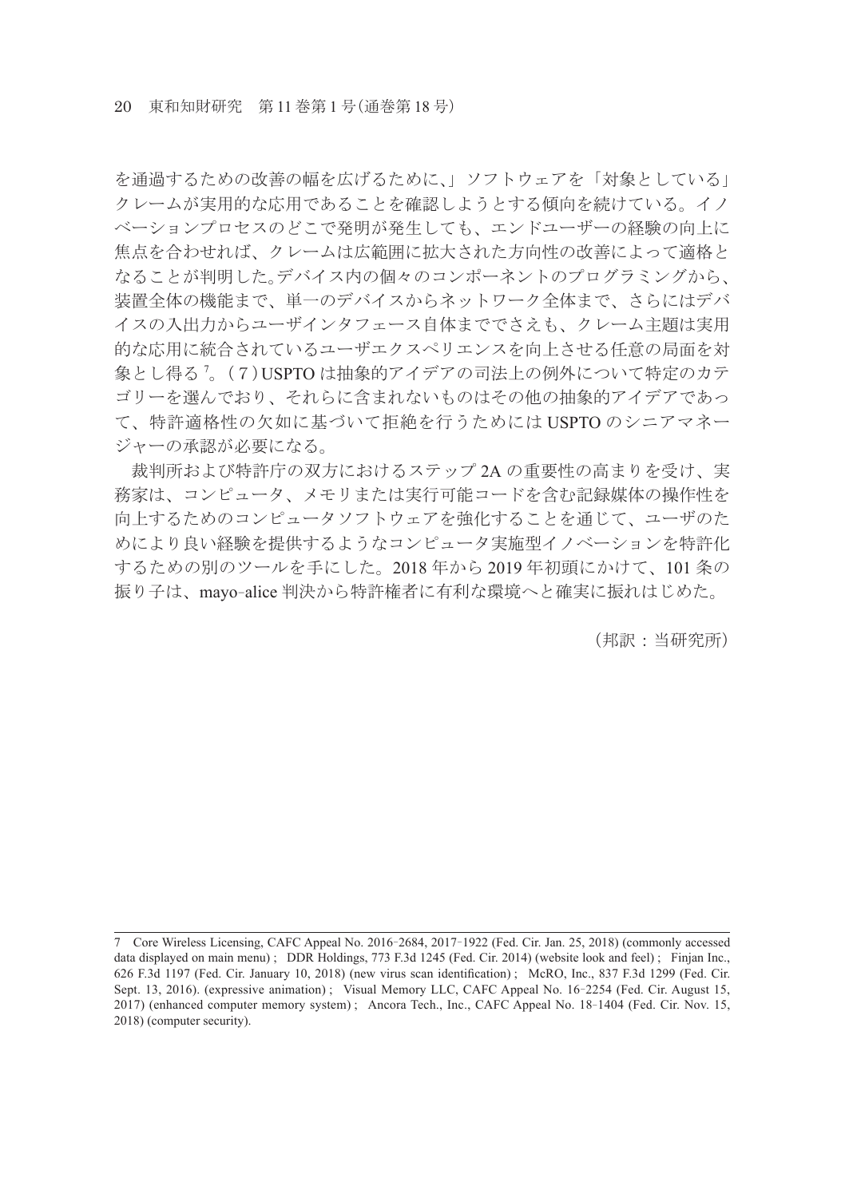を通過するための改善の幅を広げるために、」ソフトウェアを「対象としている」クレームが実用的な応用であることを確認しようとする傾向を続けている。イノベーションプロセスのどこで発明が発生しても、エンドユーザーの経験の向上に焦点を合わせれば、クレームは広範囲に拡大された方向性の改善によって適格となることが判明した。デバイス内の個々のコンポーネントのプログラミングから、装置全体の機能まで、単一のデバイスからネットワーク全体まで、さらにはデバイスの入出力からユーザインタフェース自体までさえも、クレーム主題は実用的な応用に統合されているユーザエクスペリエンスを向上させる任意の局面を対象とし得る[7]。(7) USPTO は抽象的アイデアの司法上の例外について特定のカテゴリーを選んでおり、それらに含まれないものはその他の抽象的アイデアであって、特許適格性の欠如に基づいて拒絶を行うためには USPTO のシニアマネージャーの承認が必要になる。

裁判所および特許庁の双方におけるステップ 2A の重要性の高まりを受け、実務家は、コンピュータ、メモリまたは実行可能コードを含む記録媒体の操作性を向上するためのコンピュータソフトウェアを強化することを通じて、ユーザのためにより良い経験を提供するようなコンピュータ実施型イノベーションを特許化するための別のツールを手にした。2018 年から 2019 年初頭にかけて、101 条の振り子は、mayo-alice 判決から特許権者に有利な環境へと確実に振れはじめた。

（邦訳：当研究所）

---

7 Core Wireless Licensing, CAFC Appeal No. 2016-2684, 2017-1922 (Fed. Cir. Jan. 25, 2018) (commonly accessed data displayed on main menu) ; DDR Holdings, 773 F.3d 1245 (Fed. Cir. 2014) (website look and feel) ; Finjan Inc., 626 F.3d 1197 (Fed. Cir. January 10, 2018) (new virus scan identification) ; McRO, Inc., 837 F.3d 1299 (Fed. Cir. Sept. 13, 2016). (expressive animation) ; Visual Memory LLC, CAFC Appeal No. 16-2254 (Fed. Cir. August 15, 2017) (enhanced computer memory system) ; Ancora Tech., Inc., CAFC Appeal No. 18-1404 (Fed. Cir. Nov. 15, 2018) (computer security).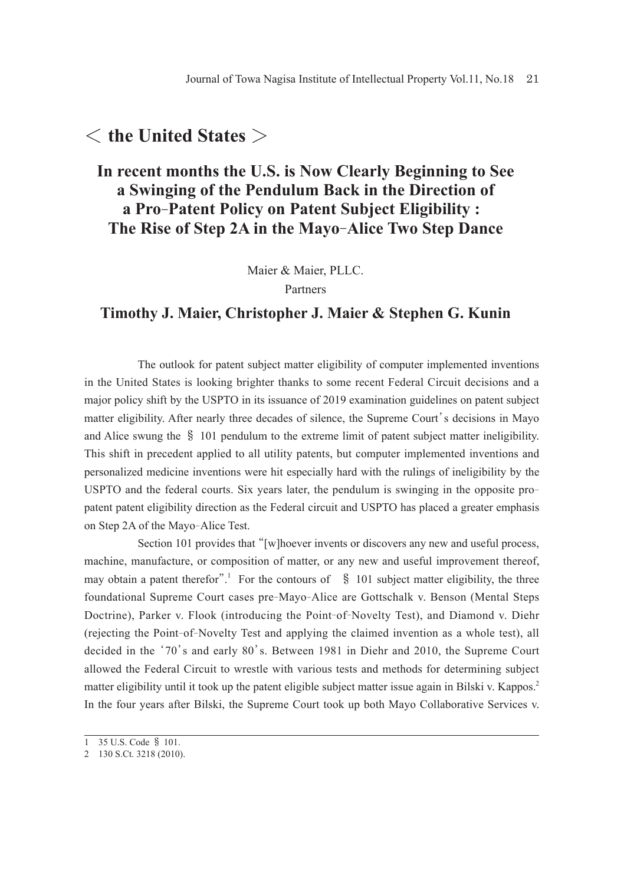## < the United States >

# In recent months the U.S. is Now Clearly Beginning to See a Swinging of the Pendulum Back in the Direction of a Pro-Patent Policy on Patent Subject Eligibility : The Rise of Step 2A in the Mayo-Alice Two Step Dance

Maier & Maier, PLLC.
Partners

### Timothy J. Maier, Christopher J. Maier & Stephen G. Kunin

The outlook for patent subject matter eligibility of computer implemented inventions in the United States is looking brighter thanks to some recent Federal Circuit decisions and a major policy shift by the USPTO in its issuance of 2019 examination guidelines on patent subject matter eligibility. After nearly three decades of silence, the Supreme Court's decisions in Mayo and Alice swung the § 101 pendulum to the extreme limit of patent subject matter ineligibility. This shift in precedent applied to all utility patents, but computer implemented inventions and personalized medicine inventions were hit especially hard with the rulings of ineligibility by the USPTO and the federal courts. Six years later, the pendulum is swinging in the opposite pro-patent patent eligibility direction as the Federal circuit and USPTO has placed a greater emphasis on Step 2A of the Mayo-Alice Test.

Section 101 provides that "[w]hoever invents or discovers any new and useful process, machine, manufacture, or composition of matter, or any new and useful improvement thereof, may obtain a patent therefor".[1] For the contours of § 101 subject matter eligibility, the three foundational Supreme Court cases pre-Mayo-Alice are Gottschalk v. Benson (Mental Steps Doctrine), Parker v. Flook (introducing the Point-of-Novelty Test), and Diamond v. Diehr (rejecting the Point-of-Novelty Test and applying the claimed invention as a whole test), all decided in the '70's and early 80's. Between 1981 in Diehr and 2010, the Supreme Court allowed the Federal Circuit to wrestle with various tests and methods for determining subject matter eligibility until it took up the patent eligible subject matter issue again in Bilski v. Kappos.[2] In the four years after Bilski, the Supreme Court took up both Mayo Collaborative Services v.

---

1 35 U.S. Code § 101.

2 130 S.Ct. 3218 (2010).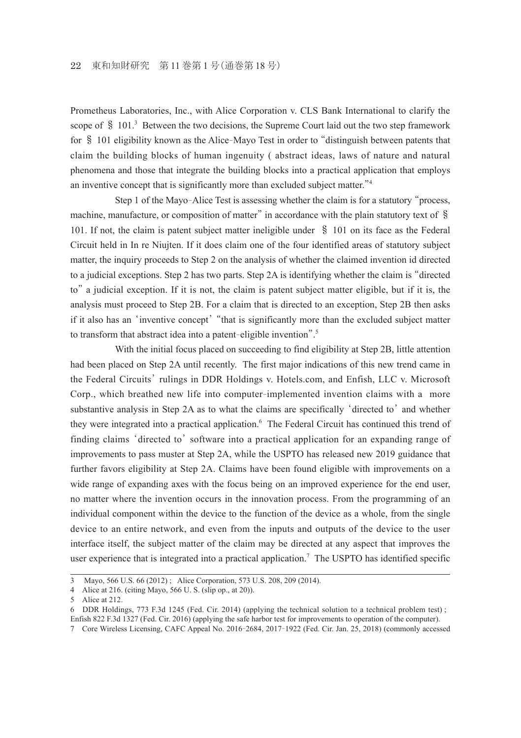Prometheus Laboratories, Inc., with Alice Corporation v. CLS Bank International to clarify the scope of § 101.[3] Between the two decisions, the Supreme Court laid out the two step framework for § 101 eligibility known as the Alice–Mayo Test in order to "distinguish between patents that claim the building blocks of human ingenuity ( abstract ideas, laws of nature and natural phenomena and those that integrate the building blocks into a practical application that employs an inventive concept that is significantly more than excluded subject matter."[4]

Step 1 of the Mayo–Alice Test is assessing whether the claim is for a statutory "process, machine, manufacture, or composition of matter" in accordance with the plain statutory text of § 101. If not, the claim is patent subject matter ineligible under § 101 on its face as the Federal Circuit held in In re Niujten. If it does claim one of the four identified areas of statutory subject matter, the inquiry proceeds to Step 2 on the analysis of whether the claimed invention id directed to a judicial exceptions. Step 2 has two parts. Step 2A is identifying whether the claim is "directed to" a judicial exception. If it is not, the claim is patent subject matter eligible, but if it is, the analysis must proceed to Step 2B. For a claim that is directed to an exception, Step 2B then asks if it also has an 'inventive concept' "that is significantly more than the excluded subject matter to transform that abstract idea into a patent–eligible invention".[5]

With the initial focus placed on succeeding to find eligibility at Step 2B, little attention had been placed on Step 2A until recently. The first major indications of this new trend came in the Federal Circuits' rulings in DDR Holdings v. Hotels.com, and Enfish, LLC v. Microsoft Corp., which breathed new life into computer–implemented invention claims with a more substantive analysis in Step 2A as to what the claims are specifically 'directed to' and whether they were integrated into a practical application.[6] The Federal Circuit has continued this trend of finding claims 'directed to' software into a practical application for an expanding range of improvements to pass muster at Step 2A, while the USPTO has released new 2019 guidance that further favors eligibility at Step 2A. Claims have been found eligible with improvements on a wide range of expanding axes with the focus being on an improved experience for the end user, no matter where the invention occurs in the innovation process. From the programming of an individual component within the device to the function of the device as a whole, from the single device to an entire network, and even from the inputs and outputs of the device to the user interface itself, the subject matter of the claim may be directed at any aspect that improves the user experience that is integrated into a practical application.[7] The USPTO has identified specific

---

3 Mayo, 566 U.S. 66 (2012) ; Alice Corporation, 573 U.S. 208, 209 (2014).

4 Alice at 216. (citing Mayo, 566 U. S. (slip op., at 20)).

5 Alice at 212.

6 DDR Holdings, 773 F.3d 1245 (Fed. Cir. 2014) (applying the technical solution to a technical problem test) ; Enfish 822 F.3d 1327 (Fed. Cir. 2016) (applying the safe harbor test for improvements to operation of the computer).

7 Core Wireless Licensing, CAFC Appeal No. 2016–2684, 2017–1922 (Fed. Cir. Jan. 25, 2018) (commonly accessed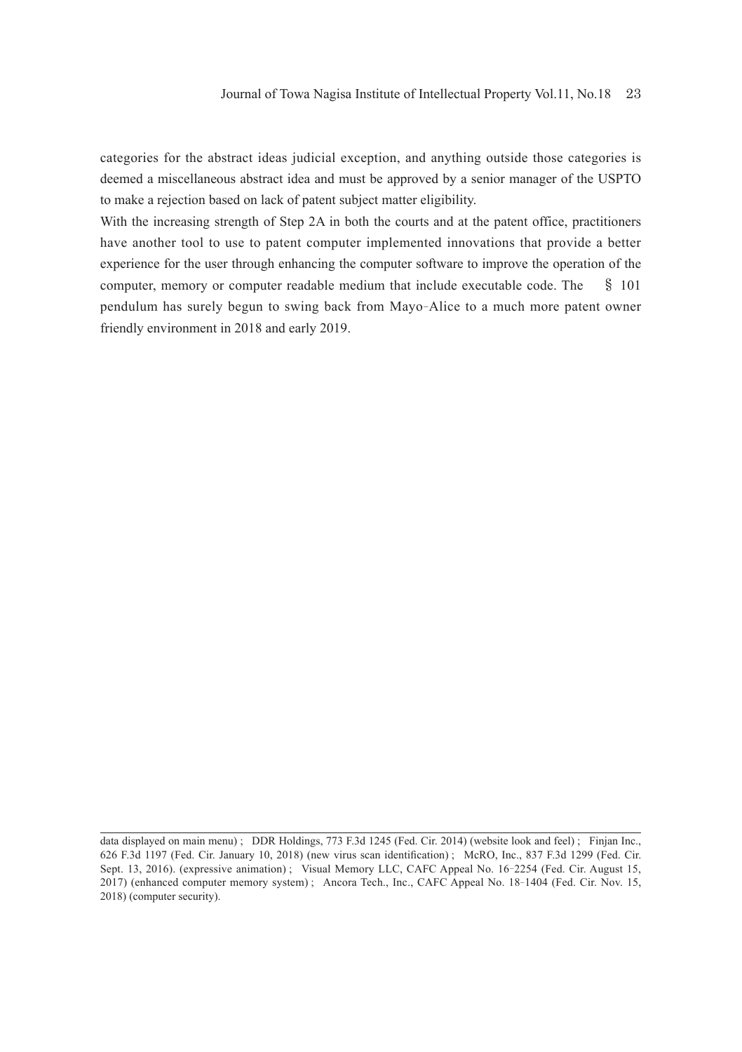categories for the abstract ideas judicial exception, and anything outside those categories is deemed a miscellaneous abstract idea and must be approved by a senior manager of the USPTO to make a rejection based on lack of patent subject matter eligibility.

With the increasing strength of Step 2A in both the courts and at the patent office, practitioners have another tool to use to patent computer implemented innovations that provide a better experience for the user through enhancing the computer software to improve the operation of the computer, memory or computer readable medium that include executable code. The § 101 pendulum has surely begun to swing back from Mayo-Alice to a much more patent owner friendly environment in 2018 and early 2019.

---

data displayed on main menu) ; DDR Holdings, 773 F.3d 1245 (Fed. Cir. 2014) (website look and feel) ; Finjan Inc., 626 F.3d 1197 (Fed. Cir. January 10, 2018) (new virus scan identification) ; McRO, Inc., 837 F.3d 1299 (Fed. Cir. Sept. 13, 2016). (expressive animation) ; Visual Memory LLC, CAFC Appeal No. 16-2254 (Fed. Cir. August 15, 2017) (enhanced computer memory system) ; Ancora Tech., Inc., CAFC Appeal No. 18-1404 (Fed. Cir. Nov. 15, 2018) (computer security).